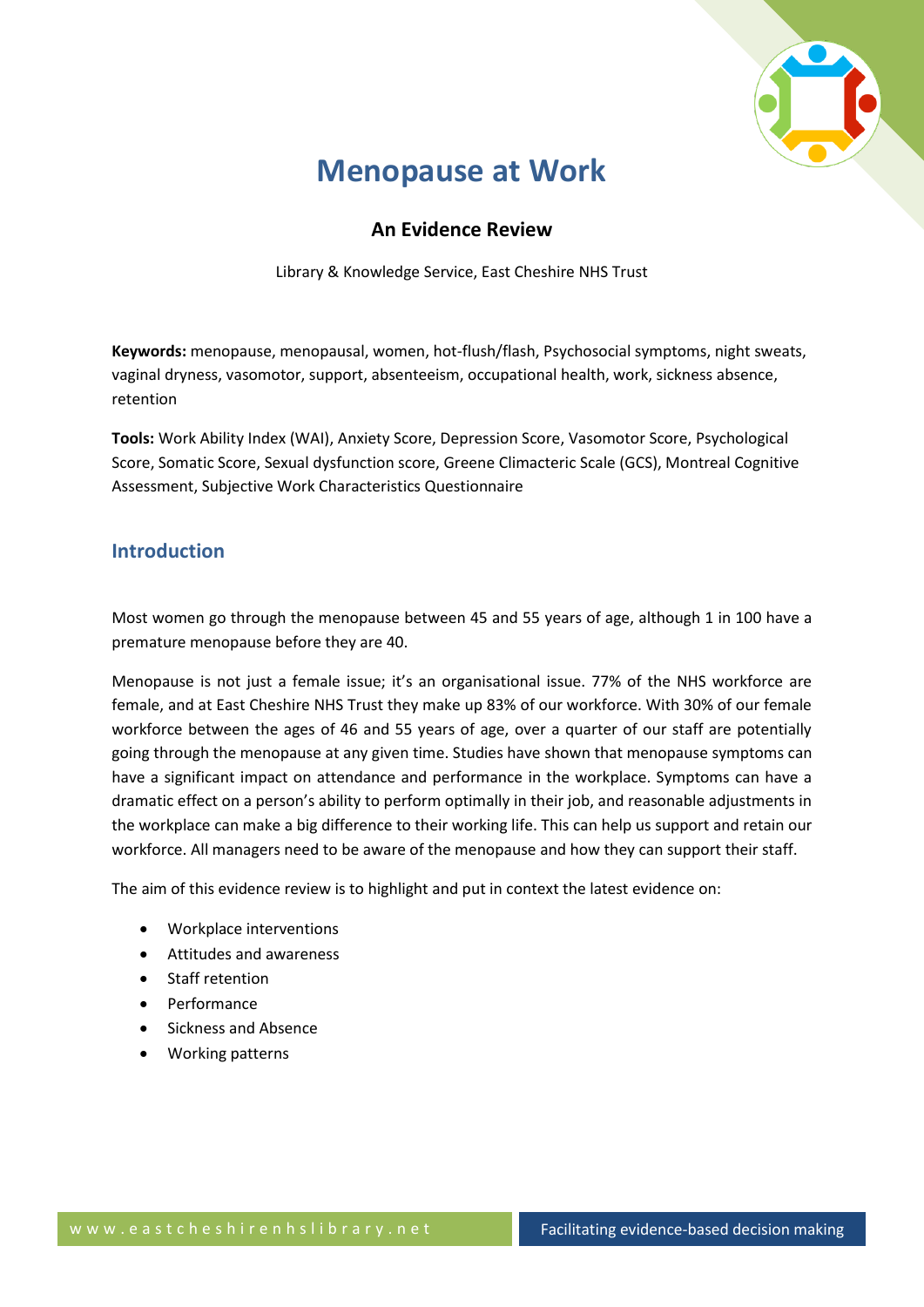# Menopause at Work

## An Evidence Review

Library & Knowledge Service, East Cheshire NHS Trust

**Keywords:** menopause, menopausal, women, hot-flush/flash, Psychosocial symptoms, night sweats, vaginal dryness, vasomotor, support, absenteeism, occupational health, work, sickness absence, retention

**Tools:** Work Ability Index (WAI), Anxiety Score, Depression Score, Vasomotor Score, Psychological Score, Somatic Score, Sexual dysfunction score, Greene Climacteric Scale (GCS), Montreal Cognitive Assessment, Subjective Work Characteristics Questionnaire

## Introduction

Most women go through the menopause between 45 and 55 years of age, although 1 in 100 have a premature menopause before they are 40.

Menopause is not just a female issue; it's an organisational issue. 77% of the NHS workforce are female, and at East Cheshire NHS Trust they make up 83% of our workforce. With 30% of our female workforce between the ages of 46 and 55 years of age, over a quarter of our staff are potentially going through the menopause at any given time. Studies have shown that menopause symptoms can have a significant impact on attendance and performance in the workplace. Symptoms can have a dramatic effect on a person's ability to perform optimally in their job, and reasonable adjustments in the workplace can make a big difference to their working life. This can help us support and retain our workforce. All managers need to be aware of the menopause and how they can support their staff.

The aim of this evidence review is to highlight and put in context the latest evidence on:

- Workplace interventions
- Attitudes and awareness
- Staff retention
- Performance
- Sickness and Absence
- Working patterns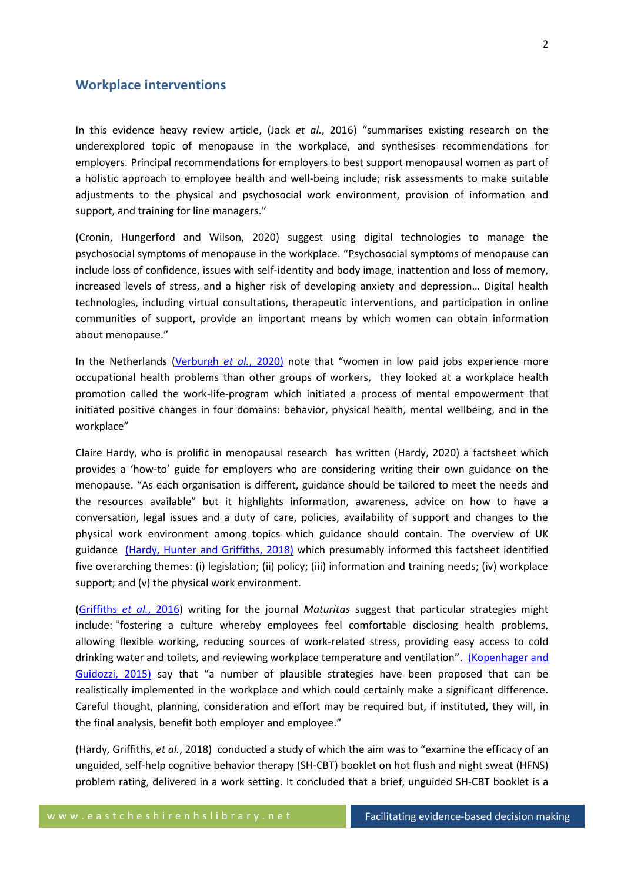## Workplace interventions

In this evidence heavy review article, (Jack *et al.*, 2016) "summarises existing research on the underexplored topic of menopause in the workplace, and synthesises recommendations for employers. Principal recommendations for employers to best support menopausal women as part of a holistic approach to employee health and well-being include; risk assessments to make suitable adjustments to the physical and psychosocial work environment, provision of information and support, and training for line managers."

(Cronin, Hungerford and Wilson, 2020) suggest using digital technologies to manage the psychosocial symptoms of menopause in the workplace. "Psychosocial symptoms of menopause can include loss of confidence, issues with self-identity and body image, inattention and loss of memory, increased levels of stress, and a higher risk of developing anxiety and depression… Digital health technologies, including virtual consultations, therapeutic interventions, and participation in online communities of support, provide an important means by which women can obtain information about menopause."

In the Netherlands (Verburgh *et al.*, 2020) note that "women in low paid jobs experience more occupational health problems than other groups of workers, they looked at a workplace health promotion called the work-life-program which initiated a process of mental empowerment that initiated positive changes in four domains: behavior, physical health, mental wellbeing, and in the workplace"

Claire Hardy, who is prolific in menopausal research has written (Hardy, 2020) a factsheet which provides a 'how-to' guide for employers who are considering writing their own guidance on the menopause. "As each organisation is different, guidance should be tailored to meet the needs and the resources available" but it highlights information, awareness, advice on how to have a conversation, legal issues and a duty of care, policies, availability of support and changes to the physical work environment among topics which guidance should contain. The overview of UK guidance (Hardy, Hunter and Griffiths, 2018) which presumably informed this factsheet identified five overarching themes: (i) legislation; (ii) policy; (iii) information and training needs; (iv) workplace support; and (v) the physical work environment.

(Griffiths *et al.*, 2016) writing for the journal *Maturitas* suggest that particular strategies might include: "fostering a culture whereby employees feel comfortable disclosing health problems, allowing flexible working, reducing sources of work-related stress, providing easy access to cold drinking water and toilets, and reviewing workplace temperature and ventilation". (Kopenhager and Guidozzi, 2015) say that "a number of plausible strategies have been proposed that can be realistically implemented in the workplace and which could certainly make a significant difference. Careful thought, planning, consideration and effort may be required but, if instituted, they will, in the final analysis, benefit both employer and employee."

(Hardy, Griffiths, *et al.*, 2018) conducted a study of which the aim was to "examine the efficacy of an unguided, self-help cognitive behavior therapy (SH-CBT) booklet on hot flush and night sweat (HFNS) problem rating, delivered in a work setting. It concluded that a brief, unguided SH-CBT booklet is a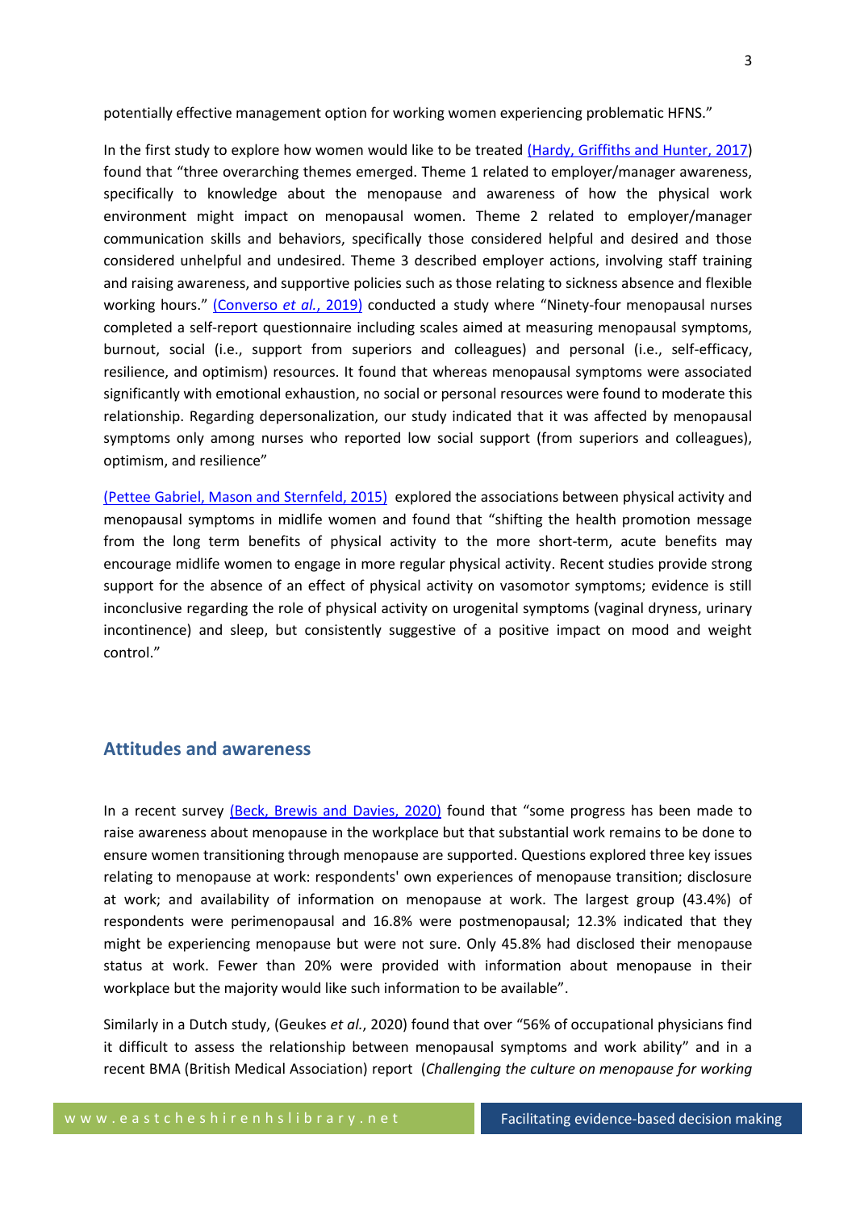potentially effective management option for working women experiencing problematic HFNS."

In the first study to explore how women would like to be treated (Hardy, Griffiths and Hunter, 2017) found that "three overarching themes emerged. Theme 1 related to employer/manager awareness, specifically to knowledge about the menopause and awareness of how the physical work environment might impact on menopausal women. Theme 2 related to employer/manager communication skills and behaviors, specifically those considered helpful and desired and those considered unhelpful and undesired. Theme 3 described employer actions, involving staff training and raising awareness, and supportive policies such as those relating to sickness absence and flexible working hours." (Converso *et al.*, 2019) conducted a study where "Ninety-four menopausal nurses completed a self-report questionnaire including scales aimed at measuring menopausal symptoms, burnout, social (i.e., support from superiors and colleagues) and personal (i.e., self-efficacy, resilience, and optimism) resources. It found that whereas menopausal symptoms were associated significantly with emotional exhaustion, no social or personal resources were found to moderate this relationship. Regarding depersonalization, our study indicated that it was affected by menopausal symptoms only among nurses who reported low social support (from superiors and colleagues), optimism, and resilience"

(Pettee Gabriel, Mason and Sternfeld, 2015) explored the associations between physical activity and menopausal symptoms in midlife women and found that "shifting the health promotion message from the long term benefits of physical activity to the more short-term, acute benefits may encourage midlife women to engage in more regular physical activity. Recent studies provide strong support for the absence of an effect of physical activity on vasomotor symptoms; evidence is still inconclusive regarding the role of physical activity on urogenital symptoms (vaginal dryness, urinary incontinence) and sleep, but consistently suggestive of a positive impact on mood and weight control."

## Attitudes and awareness

In a recent survey (Beck, Brewis and Davies, 2020) found that "some progress has been made to raise awareness about menopause in the workplace but that substantial work remains to be done to ensure women transitioning through menopause are supported. Questions explored three key issues relating to menopause at work: respondents' own experiences of menopause transition; disclosure at work; and availability of information on menopause at work. The largest group (43.4%) of respondents were perimenopausal and 16.8% were postmenopausal; 12.3% indicated that they might be experiencing menopause but were not sure. Only 45.8% had disclosed their menopause status at work. Fewer than 20% were provided with information about menopause in their workplace but the majority would like such information to be available".

Similarly in a Dutch study, (Geukes *et al.*, 2020) found that over "56% of occupational physicians find it difficult to assess the relationship between menopausal symptoms and work ability" and in a recent BMA (British Medical Association) report (*Challenging the culture on menopause for working*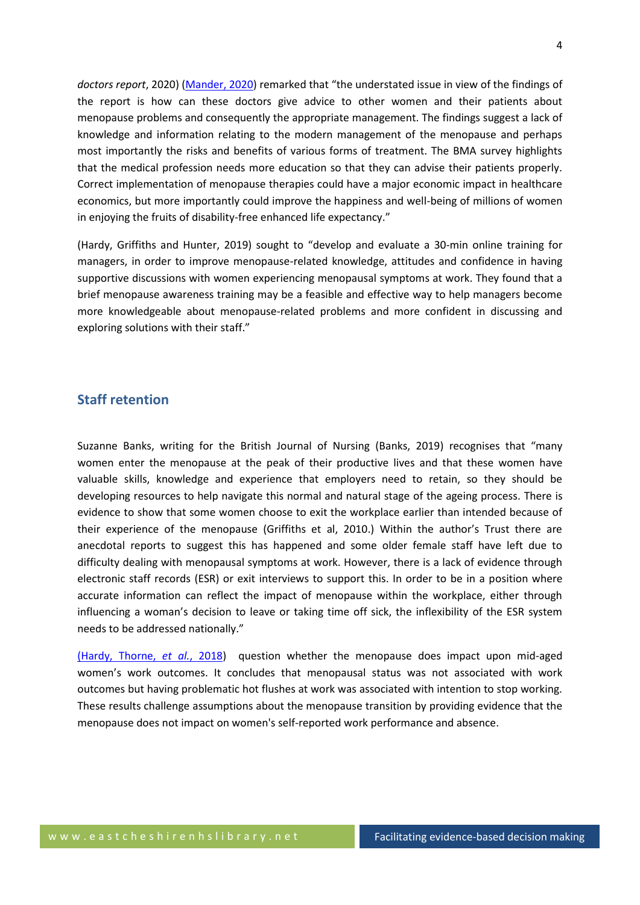*doctors report*, 2020) ([Mander, 2020](#)) remarked that "the understated issue in view of the findings of the report is how can these doctors give advice to other women and their patients about menopause problems and consequently the appropriate management. The findings suggest a lack of knowledge and information relating to the modern management of the menopause and perhaps most importantly the risks and benefits of various forms of treatment. The BMA survey highlights that the medical profession needs more education so that they can advise their patients properly. Correct implementation of menopause therapies could have a major economic impact in healthcare economics, but more importantly could improve the happiness and well-being of millions of women in enjoying the fruits of disability-free enhanced life expectancy."

(Hardy, Griffiths and Hunter, 2019) sought to "develop and evaluate a 30-min online training for managers, in order to improve menopause-related knowledge, attitudes and confidence in having supportive discussions with women experiencing menopausal symptoms at work. They found that a brief menopause awareness training may be a feasible and effective way to help managers become more knowledgeable about menopause-related problems and more confident in discussing and exploring solutions with their staff."

## Staff retention

Suzanne Banks, writing for the British Journal of Nursing (Banks, 2019) recognises that "many women enter the menopause at the peak of their productive lives and that these women have valuable skills, knowledge and experience that employers need to retain, so they should be developing resources to help navigate this normal and natural stage of the ageing process. There is evidence to show that some women choose to exit the workplace earlier than intended because of their experience of the menopause (Griffiths et al, 2010.) Within the author's Trust there are anecdotal reports to suggest this has happened and some older female staff have left due to difficulty dealing with menopausal symptoms at work. However, there is a lack of evidence through electronic staff records (ESR) or exit interviews to support this. In order to be in a position where accurate information can reflect the impact of menopause within the workplace, either through influencing a woman's decision to leave or taking time off sick, the inflexibility of the ESR system needs to be addressed nationally."

([Hardy, Thorne, *et al.*, 2018](#)) question whether the menopause does impact upon mid-aged women's work outcomes. It concludes that menopausal status was not associated with work outcomes but having problematic hot flushes at work was associated with intention to stop working. These results challenge assumptions about the menopause transition by providing evidence that the menopause does not impact on women's self-reported work performance and absence.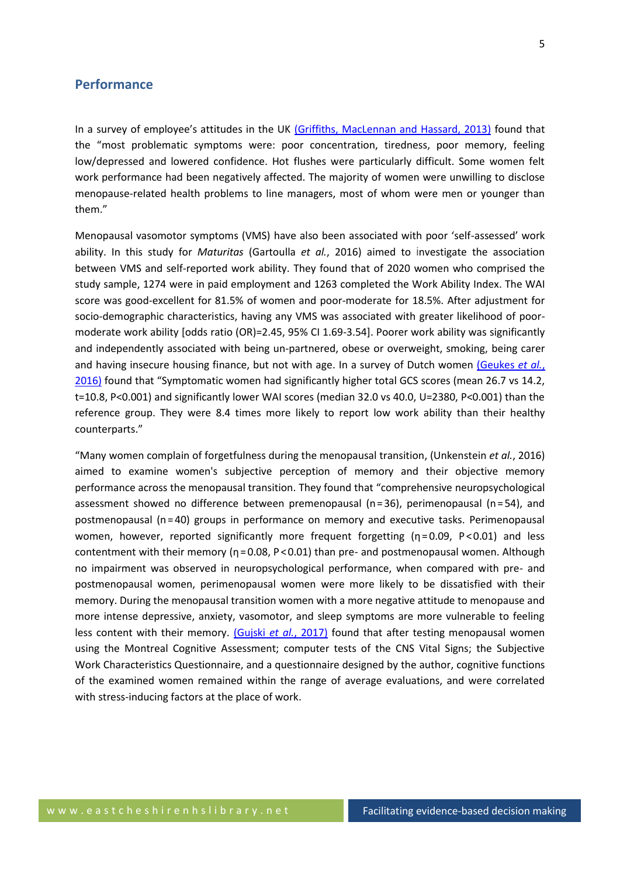## Performance

In a survey of employee's attitudes in the UK [(Griffiths, MacLennan and Hassard, 2013)](#) found that the "most problematic symptoms were: poor concentration, tiredness, poor memory, feeling low/depressed and lowered confidence. Hot flushes were particularly difficult. Some women felt work performance had been negatively affected. The majority of women were unwilling to disclose menopause-related health problems to line managers, most of whom were men or younger than them."

Menopausal vasomotor symptoms (VMS) have also been associated with poor 'self-assessed' work ability. In this study for *Maturitas* (Gartoulla *et al.*, 2016) aimed to investigate the association between VMS and self-reported work ability. They found that of 2020 women who comprised the study sample, 1274 were in paid employment and 1263 completed the Work Ability Index. The WAI score was good-excellent for 81.5% of women and poor-moderate for 18.5%. After adjustment for socio-demographic characteristics, having any VMS was associated with greater likelihood of poor-moderate work ability [odds ratio (OR)=2.45, 95% CI 1.69-3.54]. Poorer work ability was significantly and independently associated with being un-partnered, obese or overweight, smoking, being carer and having insecure housing finance, but not with age. In a survey of Dutch women [(Geukes *et al.*, 2016)](#) found that "Symptomatic women had significantly higher total GCS scores (mean 26.7 vs 14.2, t=10.8, P<0.001) and significantly lower WAI scores (median 32.0 vs 40.0, U=2380, P<0.001) than the reference group. They were 8.4 times more likely to report low work ability than their healthy counterparts."

"Many women complain of forgetfulness during the menopausal transition, (Unkenstein *et al.*, 2016) aimed to examine women's subjective perception of memory and their objective memory performance across the menopausal transition. They found that "comprehensive neuropsychological assessment showed no difference between premenopausal (n = 36), perimenopausal (n = 54), and postmenopausal (n = 40) groups in performance on memory and executive tasks. Perimenopausal women, however, reported significantly more frequent forgetting (η = 0.09, P < 0.01) and less contentment with their memory (η = 0.08, P < 0.01) than pre- and postmenopausal women. Although no impairment was observed in neuropsychological performance, when compared with pre- and postmenopausal women, perimenopausal women were more likely to be dissatisfied with their memory. During the menopausal transition women with a more negative attitude to menopause and more intense depressive, anxiety, vasomotor, and sleep symptoms are more vulnerable to feeling less content with their memory. [(Gujski *et al.*, 2017)](#) found that after testing menopausal women using the Montreal Cognitive Assessment; computer tests of the CNS Vital Signs; the Subjective Work Characteristics Questionnaire, and a questionnaire designed by the author, cognitive functions of the examined women remained within the range of average evaluations, and were correlated with stress-inducing factors at the place of work.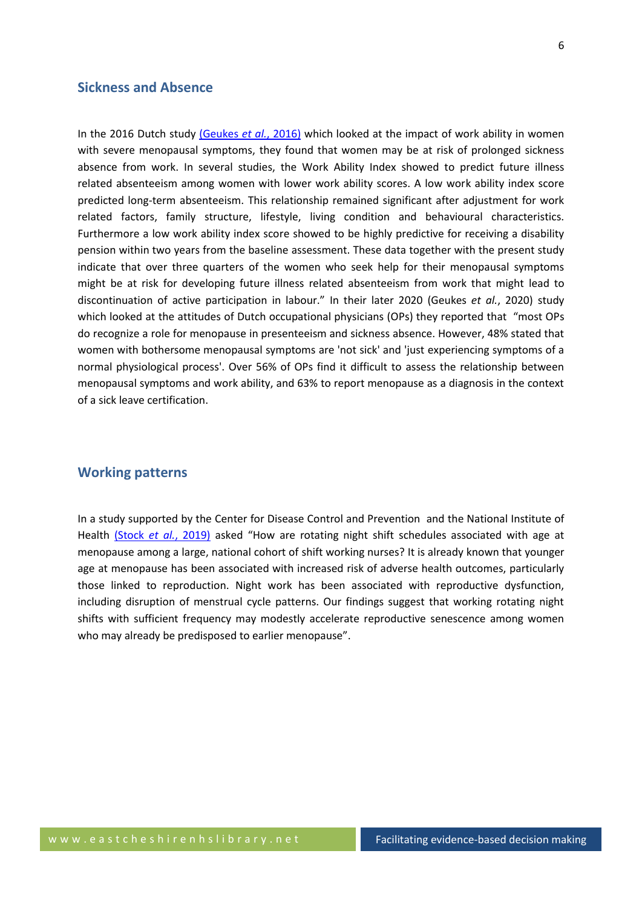## Sickness and Absence

In the 2016 Dutch study [(Geukes *et al.*, 2016)](#) which looked at the impact of work ability in women with severe menopausal symptoms, they found that women may be at risk of prolonged sickness absence from work. In several studies, the Work Ability Index showed to predict future illness related absenteeism among women with lower work ability scores. A low work ability index score predicted long-term absenteeism. This relationship remained significant after adjustment for work related factors, family structure, lifestyle, living condition and behavioural characteristics. Furthermore a low work ability index score showed to be highly predictive for receiving a disability pension within two years from the baseline assessment. These data together with the present study indicate that over three quarters of the women who seek help for their menopausal symptoms might be at risk for developing future illness related absenteeism from work that might lead to discontinuation of active participation in labour." In their later 2020 (Geukes *et al.*, 2020) study which looked at the attitudes of Dutch occupational physicians (OPs) they reported that "most OPs do recognize a role for menopause in presenteeism and sickness absence. However, 48% stated that women with bothersome menopausal symptoms are 'not sick' and 'just experiencing symptoms of a normal physiological process'. Over 56% of OPs find it difficult to assess the relationship between menopausal symptoms and work ability, and 63% to report menopause as a diagnosis in the context of a sick leave certification.

## Working patterns

In a study supported by the Center for Disease Control and Prevention and the National Institute of Health [(Stock *et al.*, 2019)](#) asked "How are rotating night shift schedules associated with age at menopause among a large, national cohort of shift working nurses? It is already known that younger age at menopause has been associated with increased risk of adverse health outcomes, particularly those linked to reproduction. Night work has been associated with reproductive dysfunction, including disruption of menstrual cycle patterns. Our findings suggest that working rotating night shifts with sufficient frequency may modestly accelerate reproductive senescence among women who may already be predisposed to earlier menopause".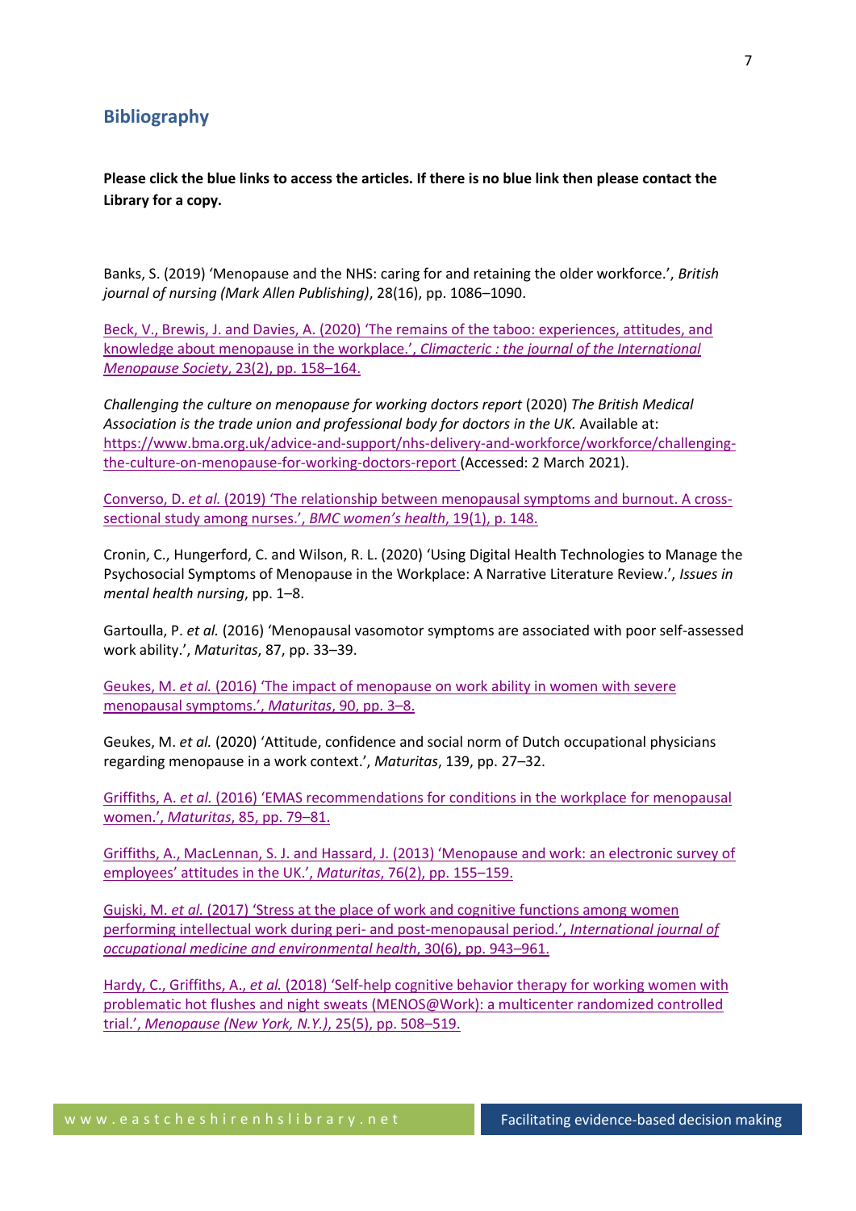## Bibliography

**Please click the blue links to access the articles. If there is no blue link then please contact the Library for a copy.**

Banks, S. (2019) 'Menopause and the NHS: caring for and retaining the older workforce.', *British journal of nursing (Mark Allen Publishing)*, 28(16), pp. 1086–1090.

Beck, V., Brewis, J. and Davies, A. (2020) 'The remains of the taboo: experiences, attitudes, and knowledge about menopause in the workplace.', *Climacteric : the journal of the International Menopause Society*, 23(2), pp. 158–164.

*Challenging the culture on menopause for working doctors report* (2020) *The British Medical Association is the trade union and professional body for doctors in the UK.* Available at: https://www.bma.org.uk/advice-and-support/nhs-delivery-and-workforce/workforce/challenging-the-culture-on-menopause-for-working-doctors-report (Accessed: 2 March 2021).

Converso, D. *et al.* (2019) 'The relationship between menopausal symptoms and burnout. A cross-sectional study among nurses.', *BMC women's health*, 19(1), p. 148.

Cronin, C., Hungerford, C. and Wilson, R. L. (2020) 'Using Digital Health Technologies to Manage the Psychosocial Symptoms of Menopause in the Workplace: A Narrative Literature Review.', *Issues in mental health nursing*, pp. 1–8.

Gartoulla, P. *et al.* (2016) 'Menopausal vasomotor symptoms are associated with poor self-assessed work ability.', *Maturitas*, 87, pp. 33–39.

Geukes, M. *et al.* (2016) 'The impact of menopause on work ability in women with severe menopausal symptoms.', *Maturitas*, 90, pp. 3–8.

Geukes, M. *et al.* (2020) 'Attitude, confidence and social norm of Dutch occupational physicians regarding menopause in a work context.', *Maturitas*, 139, pp. 27–32.

Griffiths, A. *et al.* (2016) 'EMAS recommendations for conditions in the workplace for menopausal women.', *Maturitas*, 85, pp. 79–81.

Griffiths, A., MacLennan, S. J. and Hassard, J. (2013) 'Menopause and work: an electronic survey of employees' attitudes in the UK.', *Maturitas*, 76(2), pp. 155–159.

Gujski, M. *et al.* (2017) 'Stress at the place of work and cognitive functions among women performing intellectual work during peri- and post-menopausal period.', *International journal of occupational medicine and environmental health*, 30(6), pp. 943–961.

Hardy, C., Griffiths, A., *et al.* (2018) 'Self-help cognitive behavior therapy for working women with problematic hot flushes and night sweats (MENOS@Work): a multicenter randomized controlled trial.', *Menopause (New York, N.Y.)*, 25(5), pp. 508–519.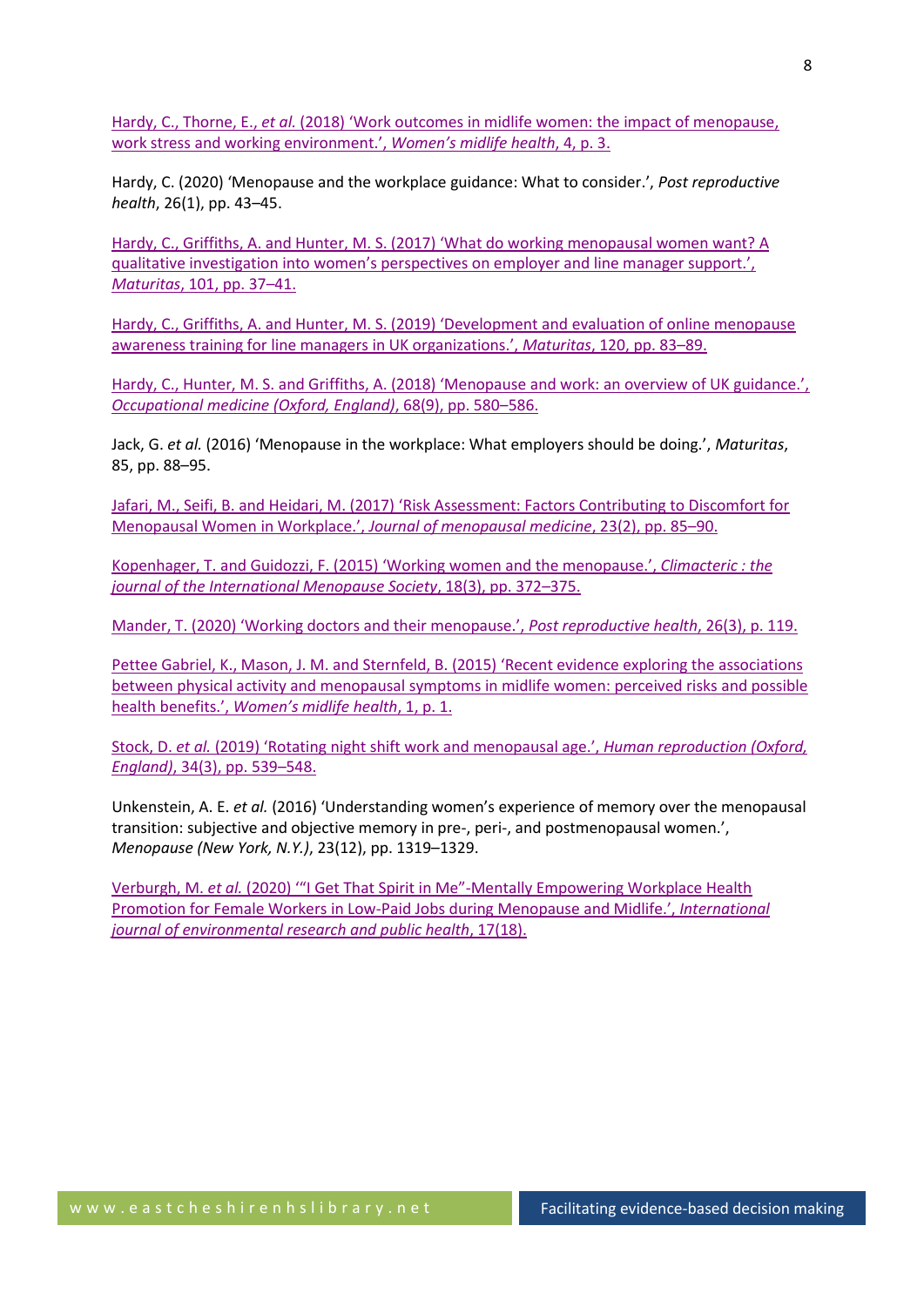Hardy, C., Thorne, E., *et al.* (2018) 'Work outcomes in midlife women: the impact of menopause, work stress and working environment.', *Women's midlife health*, 4, p. 3.

Hardy, C. (2020) 'Menopause and the workplace guidance: What to consider.', *Post reproductive health*, 26(1), pp. 43–45.

Hardy, C., Griffiths, A. and Hunter, M. S. (2017) 'What do working menopausal women want? A qualitative investigation into women's perspectives on employer and line manager support.', *Maturitas*, 101, pp. 37–41.

Hardy, C., Griffiths, A. and Hunter, M. S. (2019) 'Development and evaluation of online menopause awareness training for line managers in UK organizations.', *Maturitas*, 120, pp. 83–89.

Hardy, C., Hunter, M. S. and Griffiths, A. (2018) 'Menopause and work: an overview of UK guidance.', *Occupational medicine (Oxford, England)*, 68(9), pp. 580–586.

Jack, G. *et al.* (2016) 'Menopause in the workplace: What employers should be doing.', *Maturitas*, 85, pp. 88–95.

Jafari, M., Seifi, B. and Heidari, M. (2017) 'Risk Assessment: Factors Contributing to Discomfort for Menopausal Women in Workplace.', *Journal of menopausal medicine*, 23(2), pp. 85–90.

Kopenhager, T. and Guidozzi, F. (2015) 'Working women and the menopause.', *Climacteric : the journal of the International Menopause Society*, 18(3), pp. 372–375.

Mander, T. (2020) 'Working doctors and their menopause.', *Post reproductive health*, 26(3), p. 119.

Pettee Gabriel, K., Mason, J. M. and Sternfeld, B. (2015) 'Recent evidence exploring the associations between physical activity and menopausal symptoms in midlife women: perceived risks and possible health benefits.', *Women's midlife health*, 1, p. 1.

Stock, D. *et al.* (2019) 'Rotating night shift work and menopausal age.', *Human reproduction (Oxford, England)*, 34(3), pp. 539–548.

Unkenstein, A. E. *et al.* (2016) 'Understanding women's experience of memory over the menopausal transition: subjective and objective memory in pre-, peri-, and postmenopausal women.', *Menopause (New York, N.Y.)*, 23(12), pp. 1319–1329.

Verburgh, M. *et al.* (2020) '"I Get That Spirit in Me"-Mentally Empowering Workplace Health Promotion for Female Workers in Low-Paid Jobs during Menopause and Midlife.', *International journal of environmental research and public health*, 17(18).